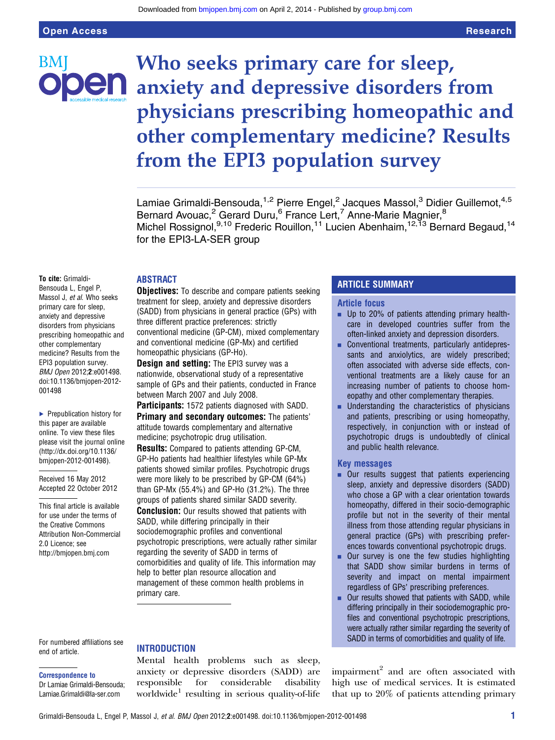# Who seeks primary care for sleep, anxiety and depressive disorders from physicians prescribing homeopathic and other complementary medicine? Results from the EPI3 population survey

Lamiae Grimaldi-Bensouda,[1,2] Pierre Engel,[2] Jacques Massol,[3] Didier Guillemot,[4,5] Bernard Avouac,[2] Gerard Duru,[6] France Lert,[7] Anne-Marie Magnier,[8] Michel Rossignol,[9,10] Frederic Rouillon,[11] Lucien Abenhaim,[12,13] Bernard Begaud,[14] for the EPI3-LA-SER group

**To cite:** Grimaldi-Bensouda L, Engel P, Massol J, *et al.* Who seeks primary care for sleep, anxiety and depressive disorders from physicians prescribing homeopathic and other complementary medicine? Results from the EPI3 population survey. *BMJ Open* 2012;**2**:e001498. doi:10.1136/bmjopen-2012-001498

▸ Prepublication history for this paper are available online. To view these files please visit the journal online (http://dx.doi.org/10.1136/bmjopen-2012-001498).

Received 16 May 2012
Accepted 22 October 2012

This final article is available for use under the terms of the Creative Commons Attribution Non-Commercial 2.0 Licence; see http://bmjopen.bmj.com

For numbered affiliations see end of article.

**Correspondence to**
Dr Lamiae Grimaldi-Bensouda; Lamiae.Grimaldi@la-ser.com

## ABSTRACT

**Objectives:** To describe and compare patients seeking treatment for sleep, anxiety and depressive disorders (SADD) from physicians in general practice (GPs) with three different practice preferences: strictly conventional medicine (GP-CM), mixed complementary and conventional medicine (GP-Mx) and certified homeopathic physicians (GP-Ho).

**Design and setting:** The EPI3 survey was a nationwide, observational study of a representative sample of GPs and their patients, conducted in France between March 2007 and July 2008.

**Participants:** 1572 patients diagnosed with SADD.

**Primary and secondary outcomes:** The patients' attitude towards complementary and alternative medicine; psychotropic drug utilisation.

**Results:** Compared to patients attending GP-CM, GP-Ho patients had healthier lifestyles while GP-Mx patients showed similar profiles. Psychotropic drugs were more likely to be prescribed by GP-CM (64%) than GP-Mx (55.4%) and GP-Ho (31.2%). The three groups of patients shared similar SADD severity.

**Conclusion:** Our results showed that patients with SADD, while differing principally in their sociodemographic profiles and conventional psychotropic prescriptions, were actually rather similar regarding the severity of SADD in terms of comorbidities and quality of life. This information may help to better plan resource allocation and management of these common health problems in primary care.

## ARTICLE SUMMARY

### Article focus

- Up to 20% of patients attending primary healthcare in developed countries suffer from the often-linked anxiety and depression disorders.
- Conventional treatments, particularly antidepressants and anxiolytics, are widely prescribed; often associated with adverse side effects, conventional treatments are a likely cause for an increasing number of patients to choose homeopathy and other complementary therapies.
- Understanding the characteristics of physicians and patients, prescribing or using homeopathy, respectively, in conjunction with or instead of psychotropic drugs is undoubtedly of clinical and public health relevance.

### Key messages

- Our results suggest that patients experiencing sleep, anxiety and depressive disorders (SADD) who chose a GP with a clear orientation towards homeopathy, differed in their socio-demographic profile but not in the severity of their mental illness from those attending regular physicians in general practice (GPs) with prescribing preferences towards conventional psychotropic drugs.
- Our survey is one the few studies highlighting that SADD show similar burdens in terms of severity and impact on mental impairment regardless of GPs' prescribing preferences.
- Our results showed that patients with SADD, while differing principally in their sociodemographic profiles and conventional psychotropic prescriptions, were actually rather similar regarding the severity of SADD in terms of comorbidities and quality of life.

## INTRODUCTION

Mental health problems such as sleep, anxiety or depressive disorders (SADD) are responsible for considerable disability worldwide[1] resulting in serious quality-of-life impairment[2] and are often associated with high use of medical services. It is estimated that up to 20% of patients attending primary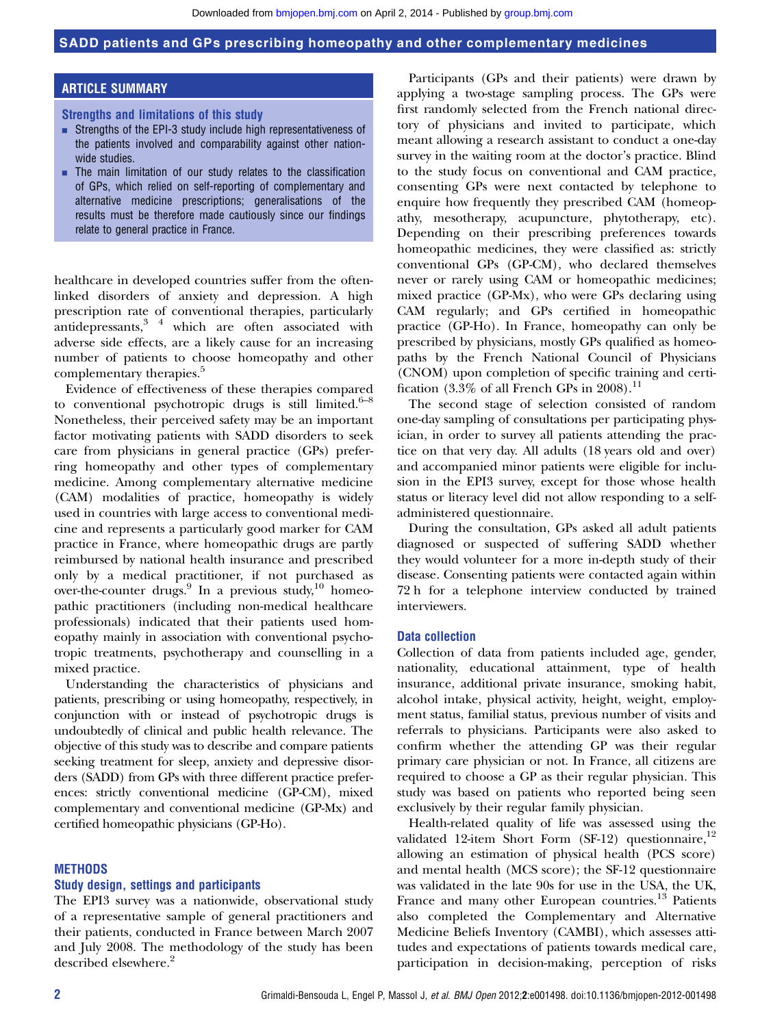## ARTICLE SUMMARY

### Strengths and limitations of this study

- Strengths of the EPI-3 study include high representativeness of the patients involved and comparability against other nationwide studies.
- The main limitation of our study relates to the classification of GPs, which relied on self-reporting of complementary and alternative medicine prescriptions; generalisations of the results must be therefore made cautiously since our findings relate to general practice in France.

healthcare in developed countries suffer from the often-linked disorders of anxiety and depression. A high prescription rate of conventional therapies, particularly antidepressants,[3 4] which are often associated with adverse side effects, are a likely cause for an increasing number of patients to choose homeopathy and other complementary therapies.[5]

Evidence of effectiveness of these therapies compared to conventional psychotropic drugs is still limited.[6–8] Nonetheless, their perceived safety may be an important factor motivating patients with SADD disorders to seek care from physicians in general practice (GPs) preferring homeopathy and other types of complementary medicine. Among complementary alternative medicine (CAM) modalities of practice, homeopathy is widely used in countries with large access to conventional medicine and represents a particularly good marker for CAM practice in France, where homeopathic drugs are partly reimbursed by national health insurance and prescribed only by a medical practitioner, if not purchased as over-the-counter drugs.[9] In a previous study,[10] homeopathic practitioners (including non-medical healthcare professionals) indicated that their patients used homeopathy mainly in association with conventional psychotropic treatments, psychotherapy and counselling in a mixed practice.

Understanding the characteristics of physicians and patients, prescribing or using homeopathy, respectively, in conjunction with or instead of psychotropic drugs is undoubtedly of clinical and public health relevance. The objective of this study was to describe and compare patients seeking treatment for sleep, anxiety and depressive disorders (SADD) from GPs with three different practice preferences: strictly conventional medicine (GP-CM), mixed complementary and conventional medicine (GP-Mx) and certified homeopathic physicians (GP-Ho).

## METHODS

### Study design, settings and participants

The EPI3 survey was a nationwide, observational study of a representative sample of general practitioners and their patients, conducted in France between March 2007 and July 2008. The methodology of the study has been described elsewhere.[2]

Participants (GPs and their patients) were drawn by applying a two-stage sampling process. The GPs were first randomly selected from the French national directory of physicians and invited to participate, which meant allowing a research assistant to conduct a one-day survey in the waiting room at the doctor's practice. Blind to the study focus on conventional and CAM practice, consenting GPs were next contacted by telephone to enquire how frequently they prescribed CAM (homeopathy, mesotherapy, acupuncture, phytotherapy, etc). Depending on their prescribing preferences towards homeopathic medicines, they were classified as: strictly conventional GPs (GP-CM), who declared themselves never or rarely using CAM or homeopathic medicines; mixed practice (GP-Mx), who were GPs declaring using CAM regularly; and GPs certified in homeopathic practice (GP-Ho). In France, homeopathy can only be prescribed by physicians, mostly GPs qualified as homeopaths by the French National Council of Physicians (CNOM) upon completion of specific training and certification (3.3% of all French GPs in 2008).[11]

The second stage of selection consisted of random one-day sampling of consultations per participating physician, in order to survey all patients attending the practice on that very day. All adults (18 years old and over) and accompanied minor patients were eligible for inclusion in the EPI3 survey, except for those whose health status or literacy level did not allow responding to a self-administered questionnaire.

During the consultation, GPs asked all adult patients diagnosed or suspected of suffering SADD whether they would volunteer for a more in-depth study of their disease. Consenting patients were contacted again within 72 h for a telephone interview conducted by trained interviewers.

### Data collection

Collection of data from patients included age, gender, nationality, educational attainment, type of health insurance, additional private insurance, smoking habit, alcohol intake, physical activity, height, weight, employment status, familial status, previous number of visits and referrals to physicians. Participants were also asked to confirm whether the attending GP was their regular primary care physician or not. In France, all citizens are required to choose a GP as their regular physician. This study was based on patients who reported being seen exclusively by their regular family physician.

Health-related quality of life was assessed using the validated 12-item Short Form (SF-12) questionnaire,[12] allowing an estimation of physical health (PCS score) and mental health (MCS score); the SF-12 questionnaire was validated in the late 90s for use in the USA, the UK, France and many other European countries.[13] Patients also completed the Complementary and Alternative Medicine Beliefs Inventory (CAMBI), which assesses attitudes and expectations of patients towards medical care, participation in decision-making, perception of risks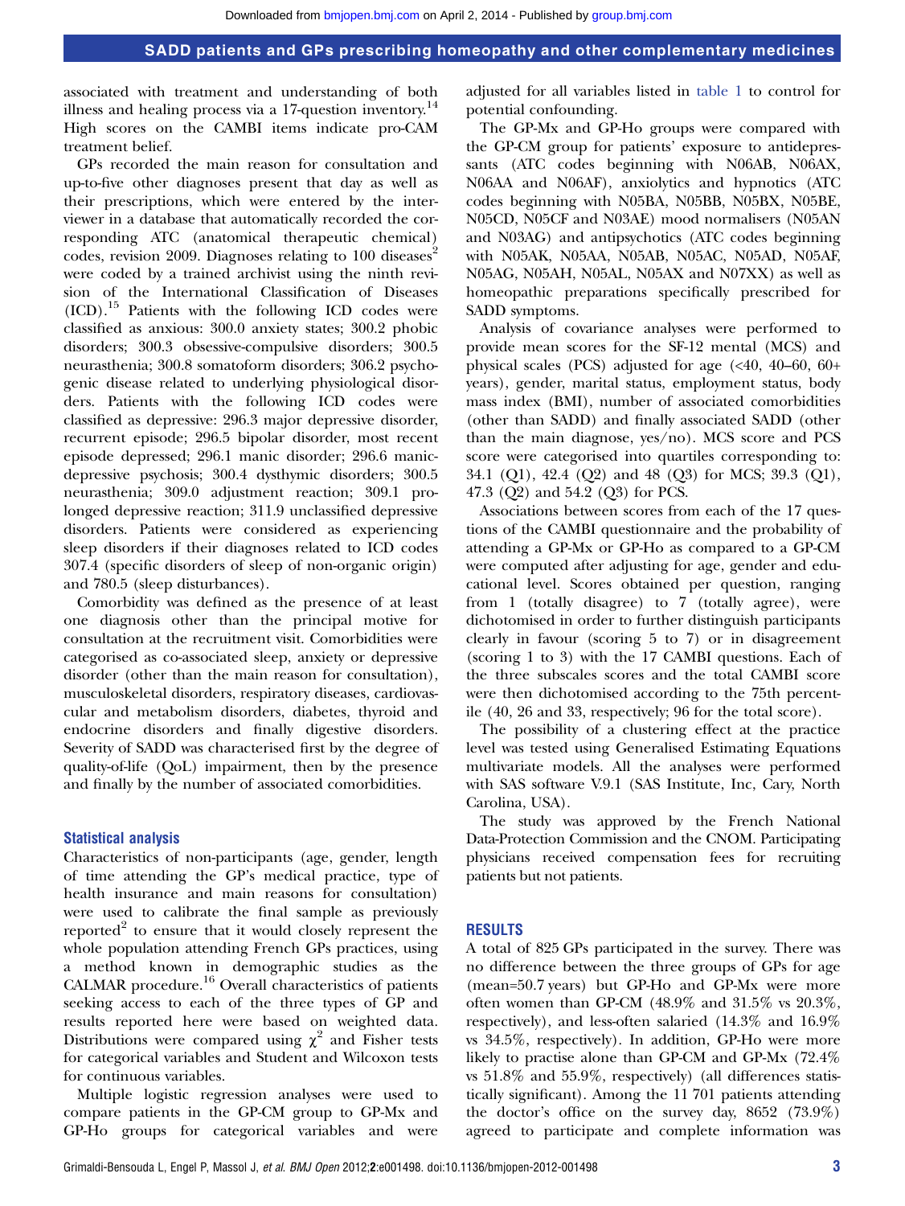associated with treatment and understanding of both illness and healing process via a 17-question inventory.[14] High scores on the CAMBI items indicate pro-CAM treatment belief.

GPs recorded the main reason for consultation and up-to-five other diagnoses present that day as well as their prescriptions, which were entered by the interviewer in a database that automatically recorded the corresponding ATC (anatomical therapeutic chemical) codes, revision 2009. Diagnoses relating to 100 diseases[2] were coded by a trained archivist using the ninth revision of the International Classification of Diseases (ICD).[15] Patients with the following ICD codes were classified as anxious: 300.0 anxiety states; 300.2 phobic disorders; 300.3 obsessive-compulsive disorders; 300.5 neurasthenia; 300.8 somatoform disorders; 306.2 psychogenic disease related to underlying physiological disorders. Patients with the following ICD codes were classified as depressive: 296.3 major depressive disorder, recurrent episode; 296.5 bipolar disorder, most recent episode depressed; 296.1 manic disorder; 296.6 manic-depressive psychosis; 300.4 dysthymic disorders; 300.5 neurasthenia; 309.0 adjustment reaction; 309.1 prolonged depressive reaction; 311.9 unclassified depressive disorders. Patients were considered as experiencing sleep disorders if their diagnoses related to ICD codes 307.4 (specific disorders of sleep of non-organic origin) and 780.5 (sleep disturbances).

Comorbidity was defined as the presence of at least one diagnosis other than the principal motive for consultation at the recruitment visit. Comorbidities were categorised as co-associated sleep, anxiety or depressive disorder (other than the main reason for consultation), musculoskeletal disorders, respiratory diseases, cardiovascular and metabolism disorders, diabetes, thyroid and endocrine disorders and finally digestive disorders. Severity of SADD was characterised first by the degree of quality-of-life (QoL) impairment, then by the presence and finally by the number of associated comorbidities.

### Statistical analysis

Characteristics of non-participants (age, gender, length of time attending the GP's medical practice, type of health insurance and main reasons for consultation) were used to calibrate the final sample as previously reported[2] to ensure that it would closely represent the whole population attending French GPs practices, using a method known in demographic studies as the CALMAR procedure.[16] Overall characteristics of patients seeking access to each of the three types of GP and results reported here were based on weighted data. Distributions were compared using $\chi^2$ and Fisher tests for categorical variables and Student and Wilcoxon tests for continuous variables.

Multiple logistic regression analyses were used to compare patients in the GP-CM group to GP-Mx and GP-Ho groups for categorical variables and were adjusted for all variables listed in table 1 to control for potential confounding.

The GP-Mx and GP-Ho groups were compared with the GP-CM group for patients' exposure to antidepressants (ATC codes beginning with N06AB, N06AX, N06AA and N06AF), anxiolytics and hypnotics (ATC codes beginning with N05BA, N05BB, N05BX, N05BE, N05CD, N05CF and N03AE) mood normalisers (N05AN and N03AG) and antipsychotics (ATC codes beginning with N05AK, N05AA, N05AB, N05AC, N05AD, N05AF, N05AG, N05AH, N05AL, N05AX and N07XX) as well as homeopathic preparations specifically prescribed for SADD symptoms.

Analysis of covariance analyses were performed to provide mean scores for the SF-12 mental (MCS) and physical scales (PCS) adjusted for age (<40, 40–60, 60+ years), gender, marital status, employment status, body mass index (BMI), number of associated comorbidities (other than SADD) and finally associated SADD (other than the main diagnose, yes/no). MCS score and PCS score were categorised into quartiles corresponding to: 34.1 (Q1), 42.4 (Q2) and 48 (Q3) for MCS; 39.3 (Q1), 47.3 (Q2) and 54.2 (Q3) for PCS.

Associations between scores from each of the 17 questions of the CAMBI questionnaire and the probability of attending a GP-Mx or GP-Ho as compared to a GP-CM were computed after adjusting for age, gender and educational level. Scores obtained per question, ranging from 1 (totally disagree) to 7 (totally agree), were dichotomised in order to further distinguish participants clearly in favour (scoring 5 to 7) or in disagreement (scoring 1 to 3) with the 17 CAMBI questions. Each of the three subscales scores and the total CAMBI score were then dichotomised according to the 75th percentile (40, 26 and 33, respectively; 96 for the total score).

The possibility of a clustering effect at the practice level was tested using Generalised Estimating Equations multivariate models. All the analyses were performed with SAS software V.9.1 (SAS Institute, Inc, Cary, North Carolina, USA).

The study was approved by the French National Data-Protection Commission and the CNOM. Participating physicians received compensation fees for recruiting patients but not patients.

## RESULTS

A total of 825 GPs participated in the survey. There was no difference between the three groups of GPs for age (mean=50.7 years) but GP-Ho and GP-Mx were more often women than GP-CM (48.9% and 31.5% vs 20.3%, respectively), and less-often salaried (14.3% and 16.9% vs 34.5%, respectively). In addition, GP-Ho were more likely to practise alone than GP-CM and GP-Mx (72.4% vs 51.8% and 55.9%, respectively) (all differences statistically significant). Among the 11 701 patients attending the doctor's office on the survey day, 8652 (73.9%) agreed to participate and complete information was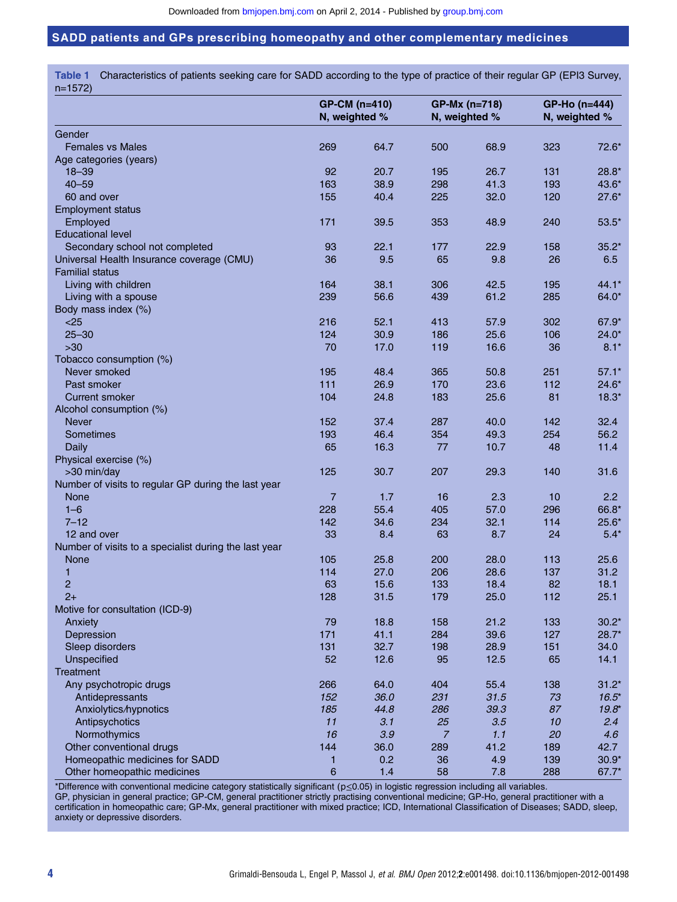**Table 1** Characteristics of patients seeking care for SADD according to the type of practice of their regular GP (EPI3 Survey, n=1572)

| | GP-CM (n=410) N | weighted % | GP-Mx (n=718) N | weighted % | GP-Ho (n=444) N | weighted % |
|---|---|---|---|---|---|---|
| Gender | | | | | | |
| Females vs Males | 269 | 64.7 | 500 | 68.9 | 323 | 72.6* |
| Age categories (years) | | | | | | |
| 18–39 | 92 | 20.7 | 195 | 26.7 | 131 | 28.8* |
| 40–59 | 163 | 38.9 | 298 | 41.3 | 193 | 43.6* |
| 60 and over | 155 | 40.4 | 225 | 32.0 | 120 | 27.6* |
| Employment status | | | | | | |
| Employed | 171 | 39.5 | 353 | 48.9 | 240 | 53.5* |
| Educational level | | | | | | |
| Secondary school not completed | 93 | 22.1 | 177 | 22.9 | 158 | 35.2* |
| Universal Health Insurance coverage (CMU) | 36 | 9.5 | 65 | 9.8 | 26 | 6.5 |
| Familial status | | | | | | |
| Living with children | 164 | 38.1 | 306 | 42.5 | 195 | 44.1* |
| Living with a spouse | 239 | 56.6 | 439 | 61.2 | 285 | 64.0* |
| Body mass index (%) | | | | | | |
| <25 | 216 | 52.1 | 413 | 57.9 | 302 | 67.9* |
| 25–30 | 124 | 30.9 | 186 | 25.6 | 106 | 24.0* |
| >30 | 70 | 17.0 | 119 | 16.6 | 36 | 8.1* |
| Tobacco consumption (%) | | | | | | |
| Never smoked | 195 | 48.4 | 365 | 50.8 | 251 | 57.1* |
| Past smoker | 111 | 26.9 | 170 | 23.6 | 112 | 24.6* |
| Current smoker | 104 | 24.8 | 183 | 25.6 | 81 | 18.3* |
| Alcohol consumption (%) | | | | | | |
| Never | 152 | 37.4 | 287 | 40.0 | 142 | 32.4 |
| Sometimes | 193 | 46.4 | 354 | 49.3 | 254 | 56.2 |
| Daily | 65 | 16.3 | 77 | 10.7 | 48 | 11.4 |
| Physical exercise (%) | | | | | | |
| >30 min/day | 125 | 30.7 | 207 | 29.3 | 140 | 31.6 |
| Number of visits to regular GP during the last year | | | | | | |
| None | 7 | 1.7 | 16 | 2.3 | 10 | 2.2 |
| 1–6 | 228 | 55.4 | 405 | 57.0 | 296 | 66.8* |
| 7–12 | 142 | 34.6 | 234 | 32.1 | 114 | 25.6* |
| 12 and over | 33 | 8.4 | 63 | 8.7 | 24 | 5.4* |
| Number of visits to a specialist during the last year | | | | | | |
| None | 105 | 25.8 | 200 | 28.0 | 113 | 25.6 |
| 1 | 114 | 27.0 | 206 | 28.6 | 137 | 31.2 |
| 2 | 63 | 15.6 | 133 | 18.4 | 82 | 18.1 |
| 2+ | 128 | 31.5 | 179 | 25.0 | 112 | 25.1 |
| Motive for consultation (ICD-9) | | | | | | |
| Anxiety | 79 | 18.8 | 158 | 21.2 | 133 | 30.2* |
| Depression | 171 | 41.1 | 284 | 39.6 | 127 | 28.7* |
| Sleep disorders | 131 | 32.7 | 198 | 28.9 | 151 | 34.0 |
| Unspecified | 52 | 12.6 | 95 | 12.5 | 65 | 14.1 |
| Treatment | | | | | | |
| Any psychotropic drugs | 266 | 64.0 | 404 | 55.4 | 138 | 31.2* |
| *Antidepressants* | *152* | *36.0* | *231* | *31.5* | *73* | *16.5** |
| *Anxiolytics/hypnotics* | *185* | *44.8* | *286* | *39.3* | *87* | *19.8** |
| *Antipsychotics* | *11* | *3.1* | *25* | *3.5* | *10* | *2.4* |
| *Normothymics* | *16* | *3.9* | *7* | *1.1* | *20* | *4.6* |
| Other conventional drugs | 144 | 36.0 | 289 | 41.2 | 189 | 42.7 |
| Homeopathic medicines for SADD | 1 | 0.2 | 36 | 4.9 | 139 | 30.9* |
| Other homeopathic medicines | 6 | 1.4 | 58 | 7.8 | 288 | 67.7* |

*Difference with conventional medicine category statistically significant ($p \leq 0.05$) in logistic regression including all variables.
GP, physician in general practice; GP-CM, general practitioner strictly practising conventional medicine; GP-Ho, general practitioner with a certification in homeopathic care; GP-Mx, general practitioner with mixed practice; ICD, International Classification of Diseases; SADD, sleep, anxiety or depressive disorders.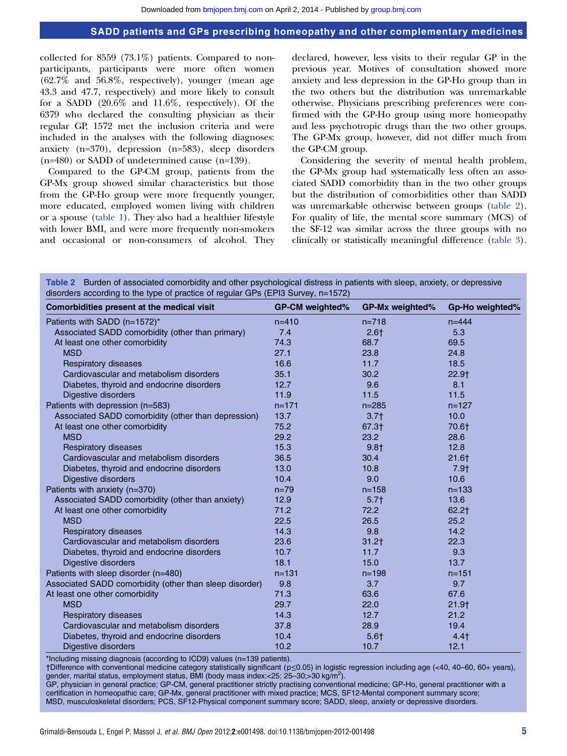collected for 8559 (73.1%) patients. Compared to non-participants, participants were more often women (62.7% and 56.8%, respectively), younger (mean age 43.3 and 47.7, respectively) and more likely to consult for a SADD (20.6% and 11.6%, respectively). Of the 6379 who declared the consulting physician as their regular GP, 1572 met the inclusion criteria and were included in the analyses with the following diagnoses: anxiety (n=370), depression (n=583), sleep disorders (n=480) or SADD of undetermined cause (n=139).

Compared to the GP-CM group, patients from the GP-Mx group showed similar characteristics but those from the GP-Ho group were more frequently younger, more educated, employed women living with children or a spouse (table 1). They also had a healthier lifestyle with lower BMI, and were more frequently non-smokers and occasional or non-consumers of alcohol. They declared, however, less visits to their regular GP in the previous year. Motives of consultation showed more anxiety and less depression in the GP-Ho group than in the two others but the distribution was unremarkable otherwise. Physicians prescribing preferences were confirmed with the GP-Ho group using more homeopathy and less psychotropic drugs than the two other groups. The GP-Mx group, however, did not differ much from the GP-CM group.

Considering the severity of mental health problem, the GP-Mx group had systematically less often an associated SADD comorbidity than in the two other groups but the distribution of comorbidities other than SADD was unremarkable otherwise between groups (table 2). For quality of life, the mental score summary (MCS) of the SF-12 was similar across the three groups with no clinically or statistically meaningful difference (table 3).

**Table 2** Burden of associated comorbidity and other psychological distress in patients with sleep, anxiety, or depressive disorders according to the type of practice of regular GPs (EPI3 Survey, n=1572)

| Comorbidities present at the medical visit | GP-CM weighted% | GP-Mx weighted% | Gp-Ho weighted% |
|---|---|---|---|
| Patients with SADD (n=1572)* | n=410 | n=718 | n=444 |
| Associated SADD comorbidity (other than primary) | 7.4 | 2.6† | 5.3 |
| At least one other comorbidity | 74.3 | 68.7 | 69.5 |
| MSD | 27.1 | 23.8 | 24.8 |
| Respiratory diseases | 16.6 | 11.7 | 18.5 |
| Cardiovascular and metabolism disorders | 35.1 | 30.2 | 22.9† |
| Diabetes, thyroid and endocrine disorders | 12.7 | 9.6 | 8.1 |
| Digestive disorders | 11.9 | 11.5 | 11.5 |
| Patients with depression (n=583) | n=171 | n=285 | n=127 |
| Associated SADD comorbidity (other than depression) | 13.7 | 3.7† | 10.0 |
| At least one other comorbidity | 75.2 | 67.3† | 70.6† |
| MSD | 29.2 | 23.2 | 28.6 |
| Respiratory diseases | 15.3 | 9.8† | 12.8 |
| Cardiovascular and metabolism disorders | 36.5 | 30.4 | 21.6† |
| Diabetes, thyroid and endocrine disorders | 13.0 | 10.8 | 7.9† |
| Digestive disorders | 10.4 | 9.0 | 10.6 |
| Patients with anxiety (n=370) | n=79 | n=158 | n=133 |
| Associated SADD comorbidity (other than anxiety) | 12.9 | 5.7† | 13.6 |
| At least one other comorbidity | 71.2 | 72.2 | 62.2† |
| MSD | 22.5 | 26.5 | 25.2 |
| Respiratory diseases | 14.3 | 9.8 | 14.2 |
| Cardiovascular and metabolism disorders | 23.6 | 31.2† | 22.3 |
| Diabetes, thyroid and endocrine disorders | 10.7 | 11.7 | 9.3 |
| Digestive disorders | 18.1 | 15.0 | 13.7 |
| Patients with sleep disorder (n=480) | n=131 | n=198 | n=151 |
| Associated SADD comorbidity (other than sleep disorder) | 9.8 | 3.7 | 9.7 |
| At least one other comorbidity | 71.3 | 63.6 | 67.6 |
| MSD | 29.7 | 22.0 | 21.9† |
| Respiratory diseases | 14.3 | 12.7 | 21.2 |
| Cardiovascular and metabolism disorders | 37.8 | 28.9 | 19.4 |
| Diabetes, thyroid and endocrine disorders | 10.4 | 5.6† | 4.4† |
| Digestive disorders | 10.2 | 10.7 | 12.1 |

*Including missing diagnosis (according to ICD9) values (n=139 patients).
†Difference with conventional medicine category statistically significant ($p \leq 0.05$) in logistic regression including age (<40, 40–60, 60+ years), gender, marital status, employment status, BMI (body mass index:<25; 25–30;>30 kg/m$^2$).
GP, physician in general practice; GP-CM, general practitioner strictly practising conventional medicine; GP-Ho, general practitioner with a certification in homeopathic care; GP-Mx, general practitioner with mixed practice; MCS, SF12-Mental component summary score; MSD, musculoskeletal disorders; PCS, SF12-Physical component summary score; SADD, sleep, anxiety or depressive disorders.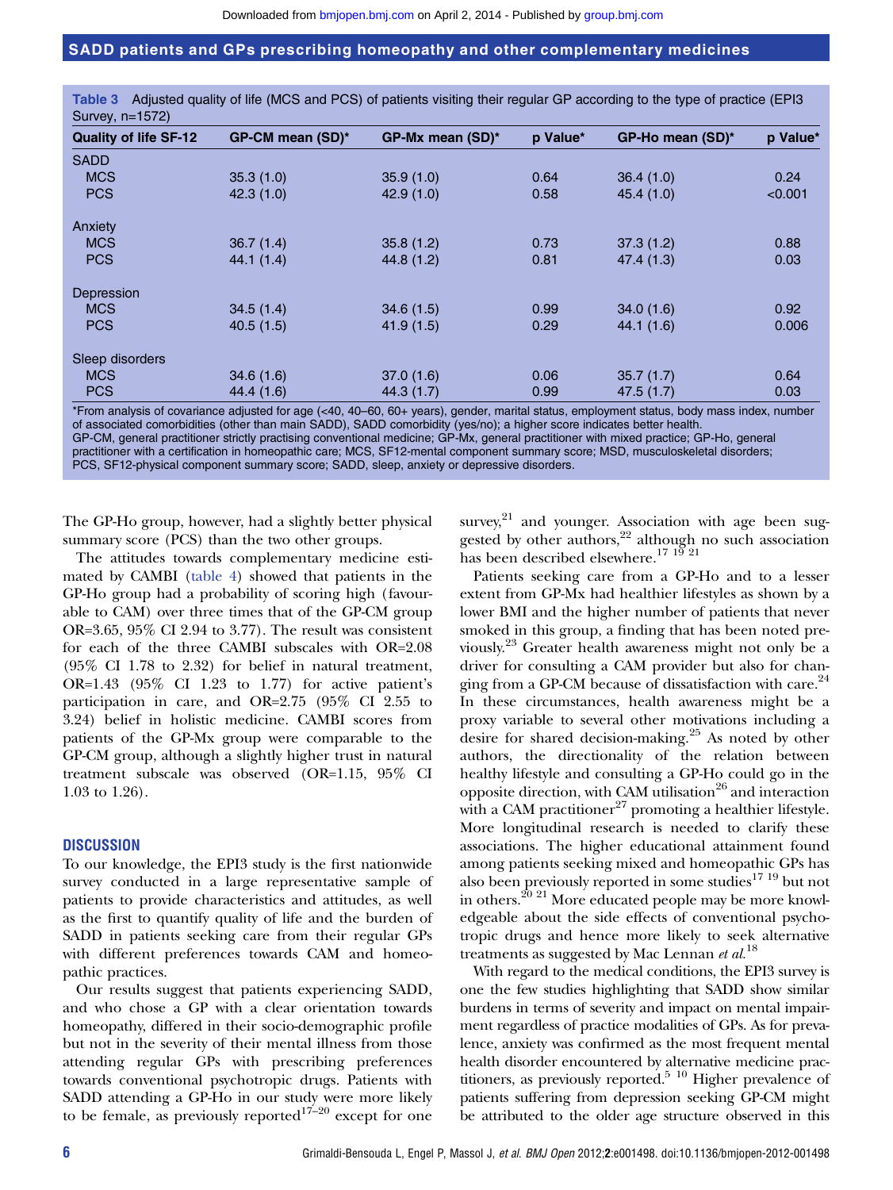**Table 3** Adjusted quality of life (MCS and PCS) of patients visiting their regular GP according to the type of practice (EPI3 Survey, n=1572)

| Quality of life SF-12 | GP-CM mean (SD)* | GP-Mx mean (SD)* | p Value* | GP-Ho mean (SD)* | p Value* |
|---|---|---|---|---|---|
| SADD | | | | | |
| MCS | 35.3 (1.0) | 35.9 (1.0) | 0.64 | 36.4 (1.0) | 0.24 |
| PCS | 42.3 (1.0) | 42.9 (1.0) | 0.58 | 45.4 (1.0) | <0.001 |
| Anxiety | | | | | |
| MCS | 36.7 (1.4) | 35.8 (1.2) | 0.73 | 37.3 (1.2) | 0.88 |
| PCS | 44.1 (1.4) | 44.8 (1.2) | 0.81 | 47.4 (1.3) | 0.03 |
| Depression | | | | | |
| MCS | 34.5 (1.4) | 34.6 (1.5) | 0.99 | 34.0 (1.6) | 0.92 |
| PCS | 40.5 (1.5) | 41.9 (1.5) | 0.29 | 44.1 (1.6) | 0.006 |
| Sleep disorders | | | | | |
| MCS | 34.6 (1.6) | 37.0 (1.6) | 0.06 | 35.7 (1.7) | 0.64 |
| PCS | 44.4 (1.6) | 44.3 (1.7) | 0.99 | 47.5 (1.7) | 0.03 |

*From analysis of covariance adjusted for age (<40, 40–60, 60+ years), gender, marital status, employment status, body mass index, number of associated comorbidities (other than main SADD), SADD comorbidity (yes/no); a higher score indicates better health.
GP-CM, general practitioner strictly practising conventional medicine; GP-Mx, general practitioner with mixed practice; GP-Ho, general practitioner with a certification in homeopathic care; MCS, SF12-mental component summary score; MSD, musculoskeletal disorders; PCS, SF12-physical component summary score; SADD, sleep, anxiety or depressive disorders.

The GP-Ho group, however, had a slightly better physical summary score (PCS) than the two other groups.

The attitudes towards complementary medicine estimated by CAMBI (table 4) showed that patients in the GP-Ho group had a probability of scoring high (favourable to CAM) over three times that of the GP-CM group OR=3.65, 95% CI 2.94 to 3.77). The result was consistent for each of the three CAMBI subscales with OR=2.08 (95% CI 1.78 to 2.32) for belief in natural treatment, OR=1.43 (95% CI 1.23 to 1.77) for active patient's participation in care, and OR=2.75 (95% CI 2.55 to 3.24) belief in holistic medicine. CAMBI scores from patients of the GP-Mx group were comparable to the GP-CM group, although a slightly higher trust in natural treatment subscale was observed (OR=1.15, 95% CI 1.03 to 1.26).

## DISCUSSION

To our knowledge, the EPI3 study is the first nationwide survey conducted in a large representative sample of patients to provide characteristics and attitudes, as well as the first to quantify quality of life and the burden of SADD in patients seeking care from their regular GPs with different preferences towards CAM and homeopathic practices.

Our results suggest that patients experiencing SADD, and who chose a GP with a clear orientation towards homeopathy, differed in their socio-demographic profile but not in the severity of their mental illness from those attending regular GPs with prescribing preferences towards conventional psychotropic drugs. Patients with SADD attending a GP-Ho in our study were more likely to be female, as previously reported[17–20] except for one survey,[21] and younger. Association with age been suggested by other authors,[22] although no such association has been described elsewhere.[17 19 21]

Patients seeking care from a GP-Ho and to a lesser extent from GP-Mx had healthier lifestyles as shown by a lower BMI and the higher number of patients that never smoked in this group, a finding that has been noted previously.[23] Greater health awareness might not only be a driver for consulting a CAM provider but also for changing from a GP-CM because of dissatisfaction with care.[24] In these circumstances, health awareness might be a proxy variable to several other motivations including a desire for shared decision-making.[25] As noted by other authors, the directionality of the relation between healthy lifestyle and consulting a GP-Ho could go in the opposite direction, with CAM utilisation[26] and interaction with a CAM practitioner[27] promoting a healthier lifestyle. More longitudinal research is needed to clarify these associations. The higher educational attainment found among patients seeking mixed and homeopathic GPs has also been previously reported in some studies[17 19] but not in others.[20 21] More educated people may be more knowledgeable about the side effects of conventional psychotropic drugs and hence more likely to seek alternative treatments as suggested by Mac Lennan *et al*.[18]

With regard to the medical conditions, the EPI3 survey is one the few studies highlighting that SADD show similar burdens in terms of severity and impact on mental impairment regardless of practice modalities of GPs. As for prevalence, anxiety was confirmed as the most frequent mental health disorder encountered by alternative medicine practitioners, as previously reported.[5 10] Higher prevalence of patients suffering from depression seeking GP-CM might be attributed to the older age structure observed in this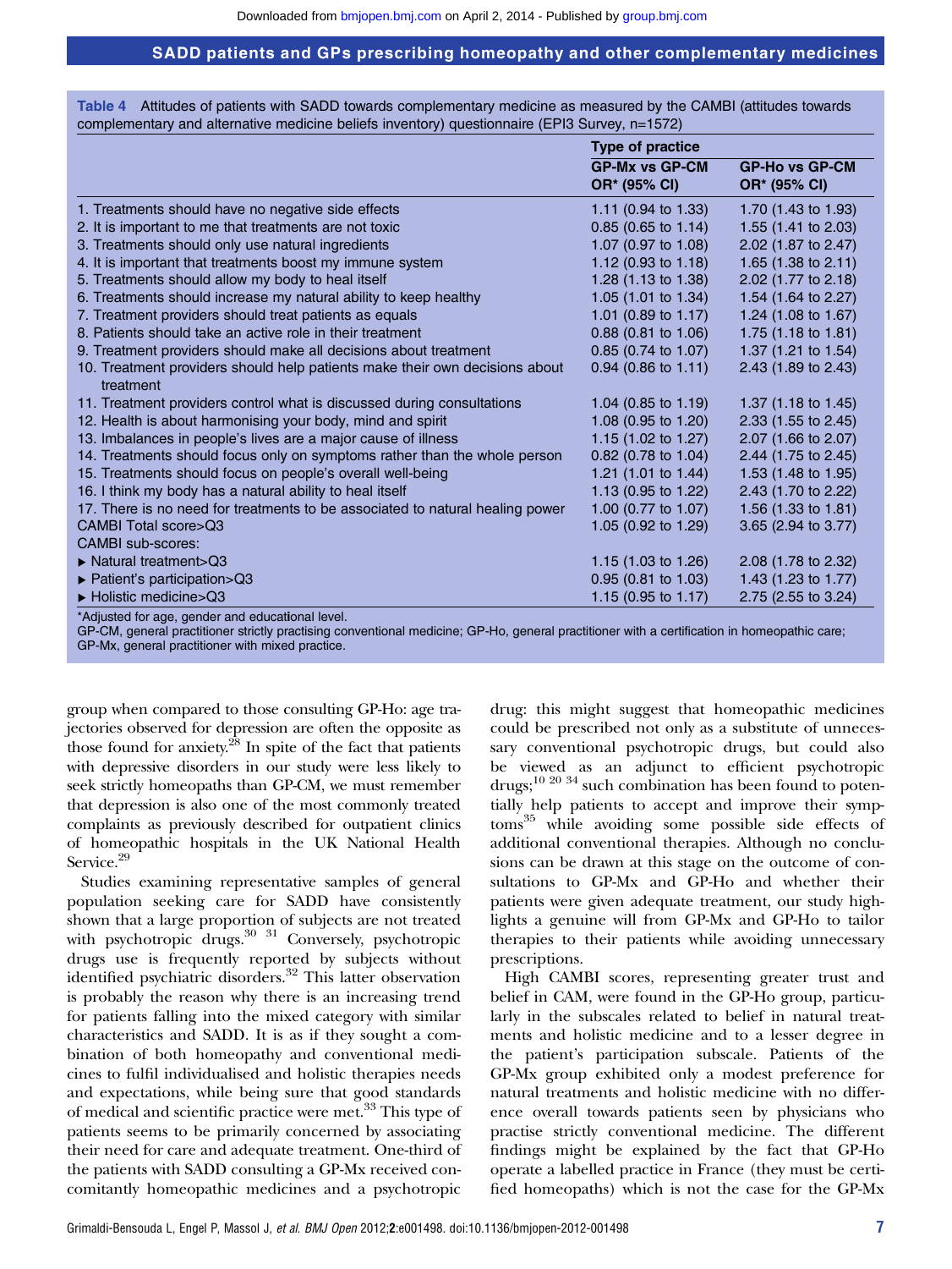Table 4 Attitudes of patients with SADD towards complementary medicine as measured by the CAMBI (attitudes towards complementary and alternative medicine beliefs inventory) questionnaire (EPI3 Survey, n=1572)

| | Type of practice | |
|---|---|---|
| | GP-Mx vs GP-CM OR* (95% CI) | GP-Ho vs GP-CM OR* (95% CI) |
| 1. Treatments should have no negative side effects | 1.11 (0.94 to 1.33) | 1.70 (1.43 to 1.93) |
| 2. It is important to me that treatments are not toxic | 0.85 (0.65 to 1.14) | 1.55 (1.41 to 2.03) |
| 3. Treatments should only use natural ingredients | 1.07 (0.97 to 1.08) | 2.02 (1.87 to 2.47) |
| 4. It is important that treatments boost my immune system | 1.12 (0.93 to 1.18) | 1.65 (1.38 to 2.11) |
| 5. Treatments should allow my body to heal itself | 1.28 (1.13 to 1.38) | 2.02 (1.77 to 2.18) |
| 6. Treatments should increase my natural ability to keep healthy | 1.05 (1.01 to 1.34) | 1.54 (1.64 to 2.27) |
| 7. Treatment providers should treat patients as equals | 1.01 (0.89 to 1.17) | 1.24 (1.08 to 1.67) |
| 8. Patients should take an active role in their treatment | 0.88 (0.81 to 1.06) | 1.75 (1.18 to 1.81) |
| 9. Treatment providers should make all decisions about treatment | 0.85 (0.74 to 1.07) | 1.37 (1.21 to 1.54) |
| 10. Treatment providers should help patients make their own decisions about treatment | 0.94 (0.86 to 1.11) | 2.43 (1.89 to 2.43) |
| 11. Treatment providers control what is discussed during consultations | 1.04 (0.85 to 1.19) | 1.37 (1.18 to 1.45) |
| 12. Health is about harmonising your body, mind and spirit | 1.08 (0.95 to 1.20) | 2.33 (1.55 to 2.45) |
| 13. Imbalances in people's lives are a major cause of illness | 1.15 (1.02 to 1.27) | 2.07 (1.66 to 2.07) |
| 14. Treatments should focus only on symptoms rather than the whole person | 0.82 (0.78 to 1.04) | 2.44 (1.75 to 2.45) |
| 15. Treatments should focus on people's overall well-being | 1.21 (1.01 to 1.44) | 1.53 (1.48 to 1.95) |
| 16. I think my body has a natural ability to heal itself | 1.13 (0.95 to 1.22) | 2.43 (1.70 to 2.22) |
| 17. There is no need for treatments to be associated to natural healing power | 1.00 (0.77 to 1.07) | 1.56 (1.33 to 1.81) |
| CAMBI Total score>Q3 | 1.05 (0.92 to 1.29) | 3.65 (2.94 to 3.77) |
| CAMBI sub-scores: | | |
| ▸ Natural treatment>Q3 | 1.15 (1.03 to 1.26) | 2.08 (1.78 to 2.32) |
| ▸ Patient's participation>Q3 | 0.95 (0.81 to 1.03) | 1.43 (1.23 to 1.77) |
| ▸ Holistic medicine>Q3 | 1.15 (0.95 to 1.17) | 2.75 (2.55 to 3.24) |

*Adjusted for age, gender and educational level.
GP-CM, general practitioner strictly practising conventional medicine; GP-Ho, general practitioner with a certification in homeopathic care; GP-Mx, general practitioner with mixed practice.

group when compared to those consulting GP-Ho: age trajectories observed for depression are often the opposite as those found for anxiety.[28] In spite of the fact that patients with depressive disorders in our study were less likely to seek strictly homeopaths than GP-CM, we must remember that depression is also one of the most commonly treated complaints as previously described for outpatient clinics of homeopathic hospitals in the UK National Health Service.[29]

Studies examining representative samples of general population seeking care for SADD have consistently shown that a large proportion of subjects are not treated with psychotropic drugs.[30 31] Conversely, psychotropic drugs use is frequently reported by subjects without identified psychiatric disorders.[32] This latter observation is probably the reason why there is an increasing trend for patients falling into the mixed category with similar characteristics and SADD. It is as if they sought a combination of both homeopathy and conventional medicines to fulfil individualised and holistic therapies needs and expectations, while being sure that good standards of medical and scientific practice were met.[33] This type of patients seems to be primarily concerned by associating their need for care and adequate treatment. One-third of the patients with SADD consulting a GP-Mx received concomitantly homeopathic medicines and a psychotropic drug: this might suggest that homeopathic medicines could be prescribed not only as a substitute of unnecessary conventional psychotropic drugs, but could also be viewed as an adjunct to efficient psychotropic drugs;[10 20 34] such combination has been found to potentially help patients to accept and improve their symptoms[35] while avoiding some possible side effects of additional conventional therapies. Although no conclusions can be drawn at this stage on the outcome of consultations to GP-Mx and GP-Ho and whether their patients were given adequate treatment, our study highlights a genuine will from GP-Mx and GP-Ho to tailor therapies to their patients while avoiding unnecessary prescriptions.

High CAMBI scores, representing greater trust and belief in CAM, were found in the GP-Ho group, particularly in the subscales related to belief in natural treatments and holistic medicine and to a lesser degree in the patient's participation subscale. Patients of the GP-Mx group exhibited only a modest preference for natural treatments and holistic medicine with no difference overall towards patients seen by physicians who practise strictly conventional medicine. The different findings might be explained by the fact that GP-Ho operate a labelled practice in France (they must be certified homeopaths) which is not the case for the GP-Mx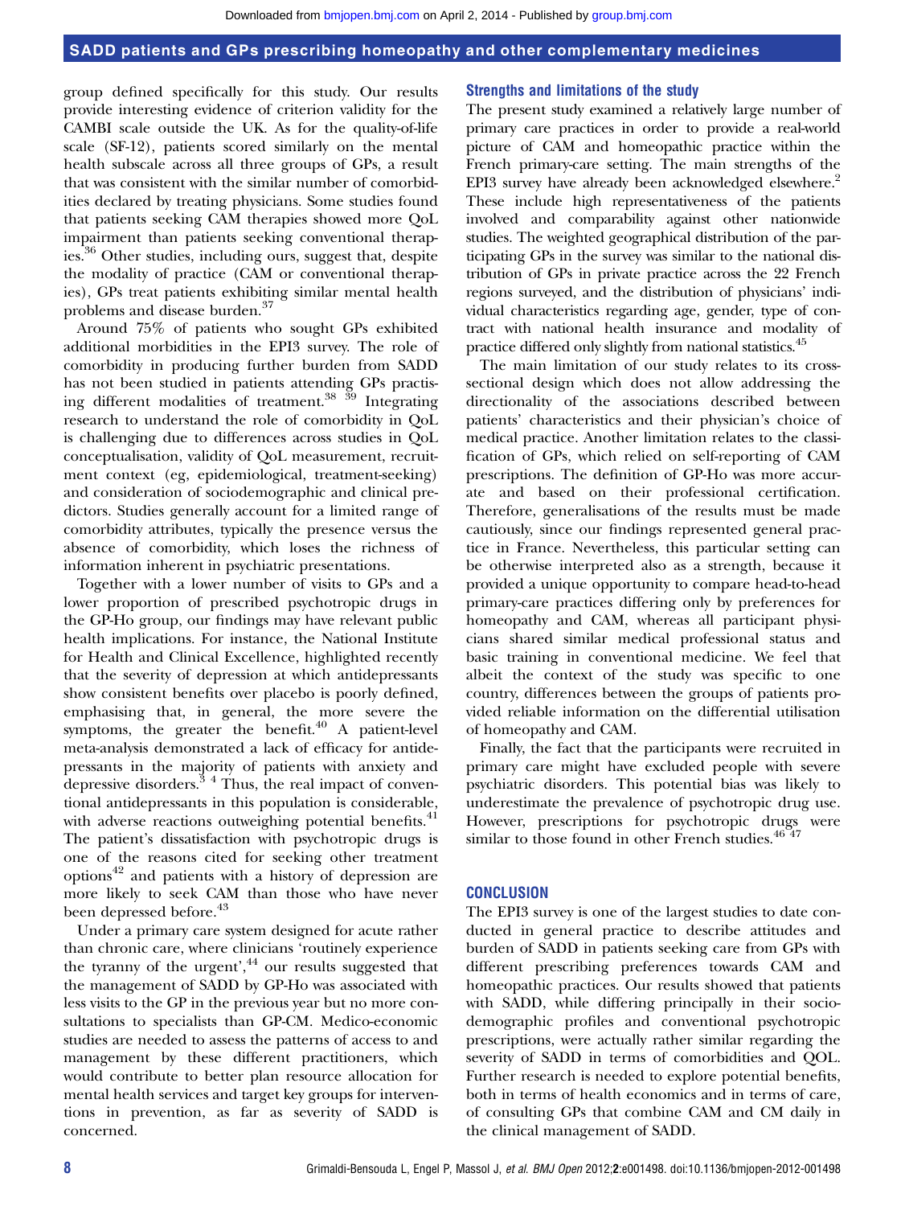group defined specifically for this study. Our results provide interesting evidence of criterion validity for the CAMBI scale outside the UK. As for the quality-of-life scale (SF-12), patients scored similarly on the mental health subscale across all three groups of GPs, a result that was consistent with the similar number of comorbidities declared by treating physicians. Some studies found that patients seeking CAM therapies showed more QoL impairment than patients seeking conventional therapies.[36] Other studies, including ours, suggest that, despite the modality of practice (CAM or conventional therapies), GPs treat patients exhibiting similar mental health problems and disease burden.[37]

Around 75% of patients who sought GPs exhibited additional morbidities in the EPI3 survey. The role of comorbidity in producing further burden from SADD has not been studied in patients attending GPs practising different modalities of treatment.[38 39] Integrating research to understand the role of comorbidity in QoL is challenging due to differences across studies in QoL conceptualisation, validity of QoL measurement, recruitment context (eg, epidemiological, treatment-seeking) and consideration of sociodemographic and clinical predictors. Studies generally account for a limited range of comorbidity attributes, typically the presence versus the absence of comorbidity, which loses the richness of information inherent in psychiatric presentations.

Together with a lower number of visits to GPs and a lower proportion of prescribed psychotropic drugs in the GP-Ho group, our findings may have relevant public health implications. For instance, the National Institute for Health and Clinical Excellence, highlighted recently that the severity of depression at which antidepressants show consistent benefits over placebo is poorly defined, emphasising that, in general, the more severe the symptoms, the greater the benefit.[40] A patient-level meta-analysis demonstrated a lack of efficacy for antidepressants in the majority of patients with anxiety and depressive disorders.[3 4] Thus, the real impact of conventional antidepressants in this population is considerable, with adverse reactions outweighing potential benefits.[41] The patient's dissatisfaction with psychotropic drugs is one of the reasons cited for seeking other treatment options[42] and patients with a history of depression are more likely to seek CAM than those who have never been depressed before.[43]

Under a primary care system designed for acute rather than chronic care, where clinicians 'routinely experience the tyranny of the urgent',[44] our results suggested that the management of SADD by GP-Ho was associated with less visits to the GP in the previous year but no more consultations to specialists than GP-CM. Medico-economic studies are needed to assess the patterns of access to and management by these different practitioners, which would contribute to better plan resource allocation for mental health services and target key groups for interventions in prevention, as far as severity of SADD is concerned.

### Strengths and limitations of the study

The present study examined a relatively large number of primary care practices in order to provide a real-world picture of CAM and homeopathic practice within the French primary-care setting. The main strengths of the EPI3 survey have already been acknowledged elsewhere.[2] These include high representativeness of the patients involved and comparability against other nationwide studies. The weighted geographical distribution of the participating GPs in the survey was similar to the national distribution of GPs in private practice across the 22 French regions surveyed, and the distribution of physicians' individual characteristics regarding age, gender, type of contract with national health insurance and modality of practice differed only slightly from national statistics.[45]

The main limitation of our study relates to its cross-sectional design which does not allow addressing the directionality of the associations described between patients' characteristics and their physician's choice of medical practice. Another limitation relates to the classification of GPs, which relied on self-reporting of CAM prescriptions. The definition of GP-Ho was more accurate and based on their professional certification. Therefore, generalisations of the results must be made cautiously, since our findings represented general practice in France. Nevertheless, this particular setting can be otherwise interpreted also as a strength, because it provided a unique opportunity to compare head-to-head primary-care practices differing only by preferences for homeopathy and CAM, whereas all participant physicians shared similar medical professional status and basic training in conventional medicine. We feel that albeit the context of the study was specific to one country, differences between the groups of patients provided reliable information on the differential utilisation of homeopathy and CAM.

Finally, the fact that the participants were recruited in primary care might have excluded people with severe psychiatric disorders. This potential bias was likely to underestimate the prevalence of psychotropic drug use. However, prescriptions for psychotropic drugs were similar to those found in other French studies.[46 47]

## CONCLUSION

The EPI3 survey is one of the largest studies to date conducted in general practice to describe attitudes and burden of SADD in patients seeking care from GPs with different prescribing preferences towards CAM and homeopathic practices. Our results showed that patients with SADD, while differing principally in their sociodemographic profiles and conventional psychotropic prescriptions, were actually rather similar regarding the severity of SADD in terms of comorbidities and QOL. Further research is needed to explore potential benefits, both in terms of health economics and in terms of care, of consulting GPs that combine CAM and CM daily in the clinical management of SADD.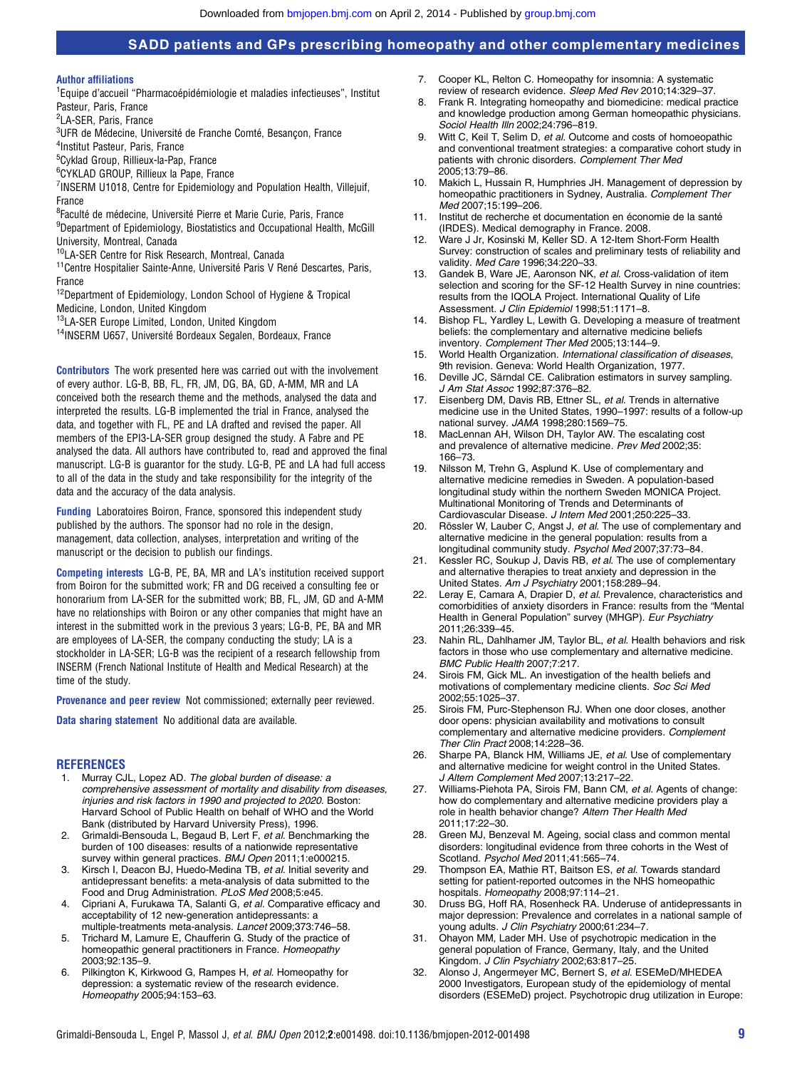**Author affiliations**

[1]Equipe d'accueil "Pharmacoépidémiologie et maladies infectieuses", Institut Pasteur, Paris, France
[2]LA-SER, Paris, France
[3]UFR de Médecine, Université de Franche Comté, Besançon, France
[4]Institut Pasteur, Paris, France
[5]Cyklad Group, Rillieux-la-Pap, France
[6]CYKLAD GROUP, Rillieux la Pape, France
[7]INSERM U1018, Centre for Epidemiology and Population Health, Villejuif, France
[8]Faculté de médecine, Université Pierre et Marie Curie, Paris, France
[9]Department of Epidemiology, Biostatistics and Occupational Health, McGill University, Montreal, Canada
[10]LA-SER Centre for Risk Research, Montreal, Canada
[11]Centre Hospitalier Sainte-Anne, Université Paris V René Descartes, Paris, France
[12]Department of Epidemiology, London School of Hygiene & Tropical Medicine, London, United Kingdom
[13]LA-SER Europe Limited, London, United Kingdom
[14]INSERM U657, Université Bordeaux Segalen, Bordeaux, France

**Contributors** The work presented here was carried out with the involvement of every author. LG-B, BB, FL, FR, JM, DG, BA, GD, A-MM, MR and LA conceived both the research theme and the methods, analysed the data and interpreted the results. LG-B implemented the trial in France, analysed the data, and together with FL, PE and LA drafted and revised the paper. All members of the EPI3-LA-SER group designed the study. A Fabre and PE analysed the data. All authors have contributed to, read and approved the final manuscript. LG-B is guarantor for the study. LG-B, PE and LA had full access to all of the data in the study and take responsibility for the integrity of the data and the accuracy of the data analysis.

**Funding** Laboratoires Boiron, France, sponsored this independent study published by the authors. The sponsor had no role in the design, management, data collection, analyses, interpretation and writing of the manuscript or the decision to publish our findings.

**Competing interests** LG-B, PE, BA, MR and LA's institution received support from Boiron for the submitted work; FR and DG received a consulting fee or honorarium from LA-SER for the submitted work; BB, FL, JM, GD and A-MM have no relationships with Boiron or any other companies that might have an interest in the submitted work in the previous 3 years; LG-B, PE, BA and MR are employees of LA-SER, the company conducting the study; LA is a stockholder in LA-SER; LG-B was the recipient of a research fellowship from INSERM (French National Institute of Health and Medical Research) at the time of the study.

**Provenance and peer review** Not commissioned; externally peer reviewed.

**Data sharing statement** No additional data are available.

## REFERENCES

1. Murray CJL, Lopez AD. *The global burden of disease: a comprehensive assessment of mortality and disability from diseases, injuries and risk factors in 1990 and projected to 2020.* Boston: Harvard School of Public Health on behalf of WHO and the World Bank (distributed by Harvard University Press), 1996.
2. Grimaldi-Bensouda L, Begaud B, Lert F, *et al.* Benchmarking the burden of 100 diseases: results of a nationwide representative survey within general practices. *BMJ Open* 2011;1:e000215.
3. Kirsch I, Deacon BJ, Huedo-Medina TB, *et al.* Initial severity and antidepressant benefits: a meta-analysis of data submitted to the Food and Drug Administration. *PLoS Med* 2008;5:e45.
4. Cipriani A, Furukawa TA, Salanti G, *et al.* Comparative efficacy and acceptability of 12 new-generation antidepressants: a multiple-treatments meta-analysis. *Lancet* 2009;373:746–58.
5. Trichard M, Lamure E, Chaufferin G. Study of the practice of homeopathic general practitioners in France. *Homeopathy* 2003;92:135–9.
6. Pilkington K, Kirkwood G, Rampes H, *et al.* Homeopathy for depression: a systematic review of the research evidence. *Homeopathy* 2005;94:153–63.
7. Cooper KL, Relton C. Homeopathy for insomnia: A systematic review of research evidence. *Sleep Med Rev* 2010;14:329–37.
8. Frank R. Integrating homeopathy and biomedicine: medical practice and knowledge production among German homeopathic physicians. *Sociol Health Illn* 2002;24:796–819.
9. Witt C, Keil T, Selim D, *et al.* Outcome and costs of homoeopathic and conventional treatment strategies: a comparative cohort study in patients with chronic disorders. *Complement Ther Med* 2005;13:79–86.
10. Makich L, Hussain R, Humphries JH. Management of depression by homeopathic practitioners in Sydney, Australia. *Complement Ther Med* 2007;15:199–206.
11. Institut de recherche et documentation en économie de la santé (IRDES). Medical demography in France. 2008.
12. Ware J Jr, Kosinski M, Keller SD. A 12-Item Short-Form Health Survey: construction of scales and preliminary tests of reliability and validity. *Med Care* 1996;34:220–33.
13. Gandek B, Ware JE, Aaronson NK, *et al.* Cross-validation of item selection and scoring for the SF-12 Health Survey in nine countries: results from the IQOLA Project. International Quality of Life Assessment. *J Clin Epidemiol* 1998;51:1171–8.
14. Bishop FL, Yardley L, Lewith G. Developing a measure of treatment beliefs: the complementary and alternative medicine beliefs inventory. *Complement Ther Med* 2005;13:144–9.
15. World Health Organization. *International classification of diseases*, 9th revision. Geneva: World Health Organization, 1977.
16. Deville JC, Särndal CE. Calibration estimators in survey sampling. *J Am Stat Assoc* 1992;87:376–82.
17. Eisenberg DM, Davis RB, Ettner SL, *et al.* Trends in alternative medicine use in the United States, 1990–1997: results of a follow-up national survey. *JAMA* 1998;280:1569–75.
18. MacLennan AH, Wilson DH, Taylor AW. The escalating cost and prevalence of alternative medicine. *Prev Med* 2002;35:166–73.
19. Nilsson M, Trehn G, Asplund K. Use of complementary and alternative medicine remedies in Sweden. A population-based longitudinal study within the northern Sweden MONICA Project. Multinational Monitoring of Trends and Determinants of Cardiovascular Disease. *J Intern Med* 2001;250:225–33.
20. Rössler W, Lauber C, Angst J, *et al.* The use of complementary and alternative medicine in the general population: results from a longitudinal community study. *Psychol Med* 2007;37:73–84.
21. Kessler RC, Soukup J, Davis RB, *et al.* The use of complementary and alternative therapies to treat anxiety and depression in the United States. *Am J Psychiatry* 2001;158:289–94.
22. Leray E, Camara A, Drapier D, *et al.* Prevalence, characteristics and comorbidities of anxiety disorders in France: results from the "Mental Health in General Population" survey (MHGP). *Eur Psychiatry* 2011;26:339–45.
23. Nahin RL, Dahlhamer JM, Taylor BL, *et al.* Health behaviors and risk factors in those who use complementary and alternative medicine. *BMC Public Health* 2007;7:217.
24. Sirois FM, Gick ML. An investigation of the health beliefs and motivations of complementary medicine clients. *Soc Sci Med* 2002;55:1025–37.
25. Sirois FM, Purc-Stephenson RJ. When one door closes, another door opens: physician availability and motivations to consult complementary and alternative medicine providers. *Complement Ther Clin Pract* 2008;14:228–36.
26. Sharpe PA, Blanck HM, Williams JE, *et al.* Use of complementary and alternative medicine for weight control in the United States. *J Altern Complement Med* 2007;13:217–22.
27. Williams-Piehota PA, Sirois FM, Bann CM, *et al.* Agents of change: how do complementary and alternative medicine providers play a role in health behavior change? *Altern Ther Health Med* 2011;17:22–30.
28. Green MJ, Benzeval M. Ageing, social class and common mental disorders: longitudinal evidence from three cohorts in the West of Scotland. *Psychol Med* 2011;41:565–74.
29. Thompson EA, Mathie RT, Baitson ES, *et al.* Towards standard setting for patient-reported outcomes in the NHS homeopathic hospitals. *Homeopathy* 2008;97:114–21.
30. Druss BG, Hoff RA, Rosenheck RA. Underuse of antidepressants in major depression: Prevalence and correlates in a national sample of young adults. *J Clin Psychiatry* 2000;61:234–7.
31. Ohayon MM, Lader MH. Use of psychotropic medication in the general population of France, Germany, Italy, and the United Kingdom. *J Clin Psychiatry* 2002;63:817–25.
32. Alonso J, Angermeyer MC, Bernert S, *et al.* ESEMeD/MHEDEA 2000 Investigators, European study of the epidemiology of mental disorders (ESEMeD) project. Psychotropic drug utilization in Europe: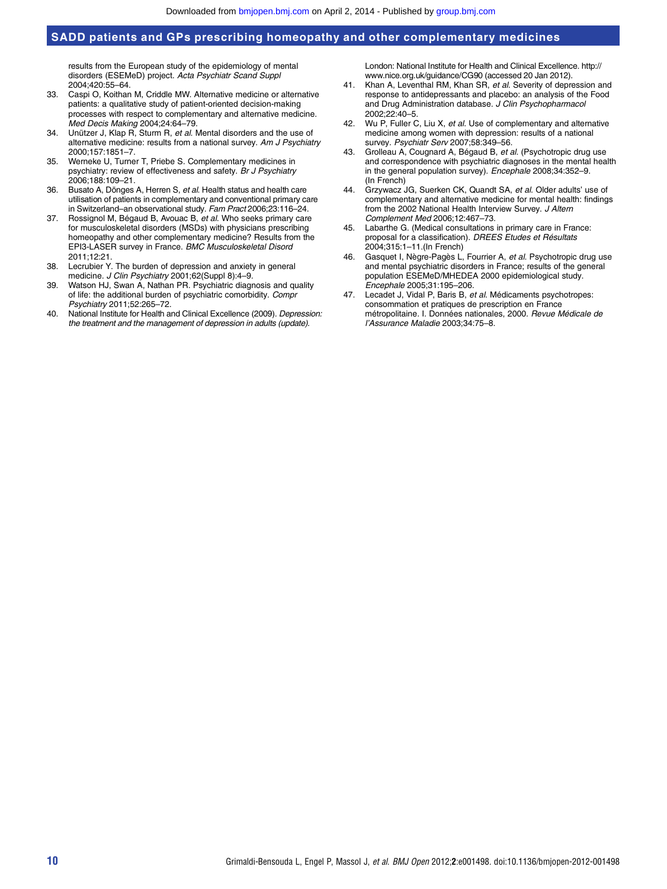results from the European study of the epidemiology of mental disorders (ESEMeD) project. *Acta Psychiatr Scand Suppl* 2004;420:55–64.

33. Caspi O, Koithan M, Criddle MW. Alternative medicine or alternative patients: a qualitative study of patient-oriented decision-making processes with respect to complementary and alternative medicine. *Med Decis Making* 2004;24:64–79.
34. Unützer J, Klap R, Sturm R, *et al*. Mental disorders and the use of alternative medicine: results from a national survey. *Am J Psychiatry* 2000;157:1851–7.
35. Werneke U, Turner T, Priebe S. Complementary medicines in psychiatry: review of effectiveness and safety. *Br J Psychiatry* 2006;188:109–21.
36. Busato A, Dönges A, Herren S, *et al*. Health status and health care utilisation of patients in complementary and conventional primary care in Switzerland–an observational study. *Fam Pract* 2006;23:116–24.
37. Rossignol M, Bégaud B, Avouac B, *et al*. Who seeks primary care for musculoskeletal disorders (MSDs) with physicians prescribing homeopathy and other complementary medicine? Results from the EPI3-LASER survey in France. *BMC Musculoskeletal Disord* 2011;12:21.
38. Lecrubier Y. The burden of depression and anxiety in general medicine. *J Clin Psychiatry* 2001;62(Suppl 8):4–9.
39. Watson HJ, Swan A, Nathan PR. Psychiatric diagnosis and quality of life: the additional burden of psychiatric comorbidity. *Compr Psychiatry* 2011;52:265–72.
40. National Institute for Health and Clinical Excellence (2009). *Depression: the treatment and the management of depression in adults (update).* London: National Institute for Health and Clinical Excellence. http://www.nice.org.uk/guidance/CG90 (accessed 20 Jan 2012).
41. Khan A, Leventhal RM, Khan SR, *et al*. Severity of depression and response to antidepressants and placebo: an analysis of the Food and Drug Administration database. *J Clin Psychopharmacol* 2002;22:40–5.
42. Wu P, Fuller C, Liu X, *et al*. Use of complementary and alternative medicine among women with depression: results of a national survey. *Psychiatr Serv* 2007;58:349–56.
43. Grolleau A, Cougnard A, Bégaud B, *et al*. (Psychotropic drug use and correspondence with psychiatric diagnoses in the mental health in the general population survey). *Encephale* 2008;34:352–9. (In French)
44. Grzywacz JG, Suerken CK, Quandt SA, *et al*. Older adults' use of complementary and alternative medicine for mental health: findings from the 2002 National Health Interview Survey. *J Altern Complement Med* 2006;12:467–73.
45. Labarthe G. (Medical consultations in primary care in France: proposal for a classification). *DREES Etudes et Résultats* 2004;315:1–11.(In French)
46. Gasquet I, Nègre-Pagès L, Fourrier A, *et al*. Psychotropic drug use and mental psychiatric disorders in France; results of the general population ESEMeD/MHEDEA 2000 epidemiological study. *Encephale* 2005;31:195–206.
47. Lecadet J, Vidal P, Baris B, *et al*. Médicaments psychotropes: consommation et pratiques de prescription en France métropolitaine. I. Données nationales, 2000. *Revue Médicale de l'Assurance Maladie* 2003;34:75–8.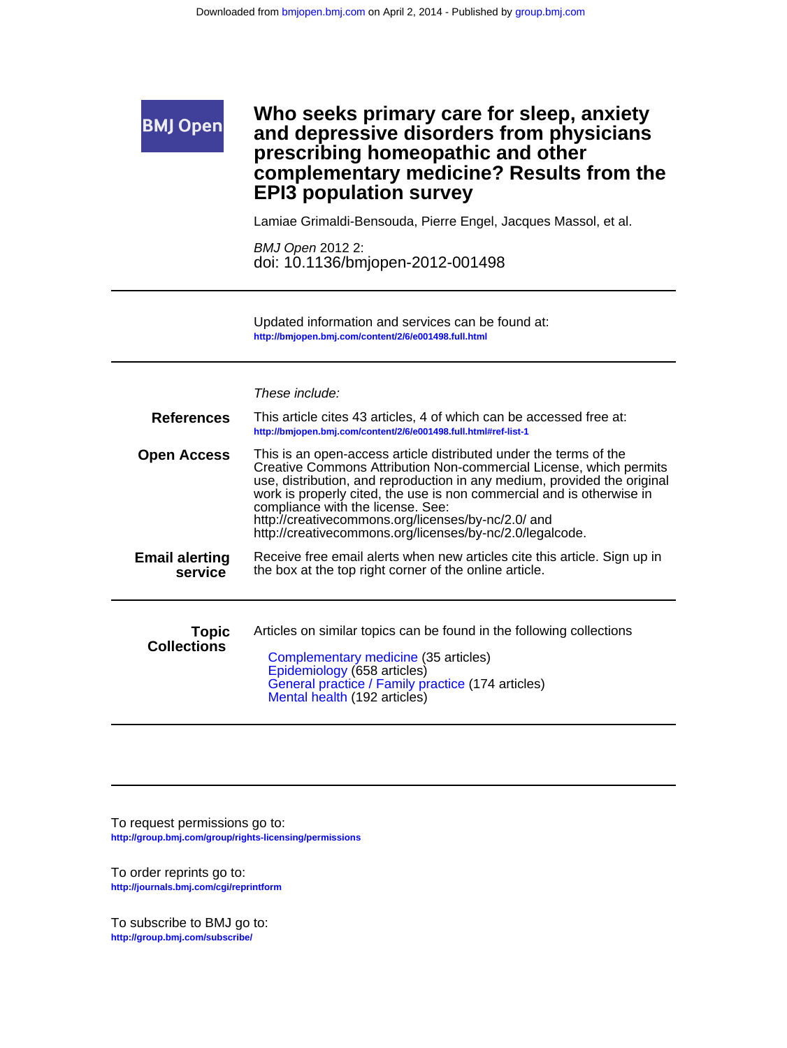# Who seeks primary care for sleep, anxiety and depressive disorders from physicians prescribing homeopathic and other complementary medicine? Results from the EPI3 population survey

Lamiae Grimaldi-Bensouda, Pierre Engel, Jacques Massol, et al.

*BMJ Open* 2012 2:
doi: 10.1136/bmjopen-2012-001498

Updated information and services can be found at:
**http://bmjopen.bmj.com/content/2/6/e001498.full.html**

*These include:*

**References**

This article cites 43 articles, 4 of which can be accessed free at:
**http://bmjopen.bmj.com/content/2/6/e001498.full.html#ref-list-1**

**Open Access**

This is an open-access article distributed under the terms of the Creative Commons Attribution Non-commercial License, which permits use, distribution, and reproduction in any medium, provided the original work is properly cited, the use is non commercial and is otherwise in compliance with the license. See:
http://creativecommons.org/licenses/by-nc/2.0/ and
http://creativecommons.org/licenses/by-nc/2.0/legalcode.

**Email alerting service**

Receive free email alerts when new articles cite this article. Sign up in the box at the top right corner of the online article.

**Topic Collections**

Articles on similar topics can be found in the following collections

- Complementary medicine (35 articles)
- Epidemiology (658 articles)
- General practice / Family practice (174 articles)
- Mental health (192 articles)

To request permissions go to:
**http://group.bmj.com/group/rights-licensing/permissions**

To order reprints go to:
**http://journals.bmj.com/cgi/reprintform**

To subscribe to BMJ go to:
**http://group.bmj.com/subscribe/**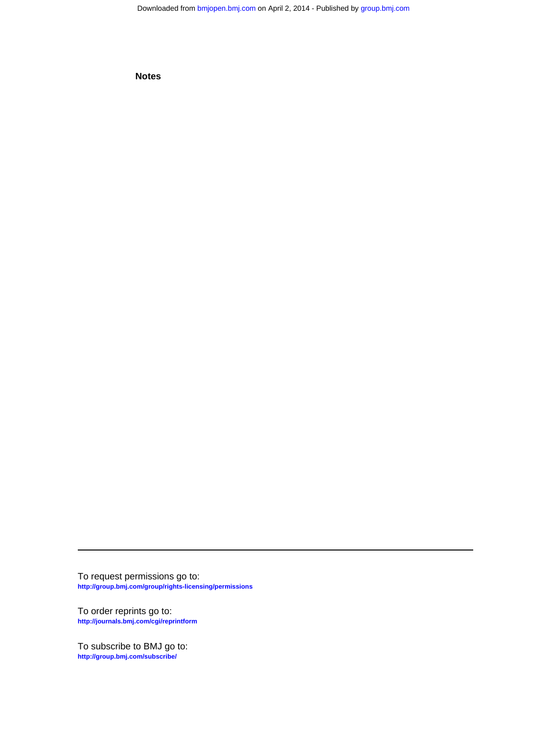**Notes**

---

To request permissions go to:
**http://group.bmj.com/group/rights-licensing/permissions**

To order reprints go to:
**http://journals.bmj.com/cgi/reprintform**

To subscribe to BMJ go to:
**http://group.bmj.com/subscribe/**